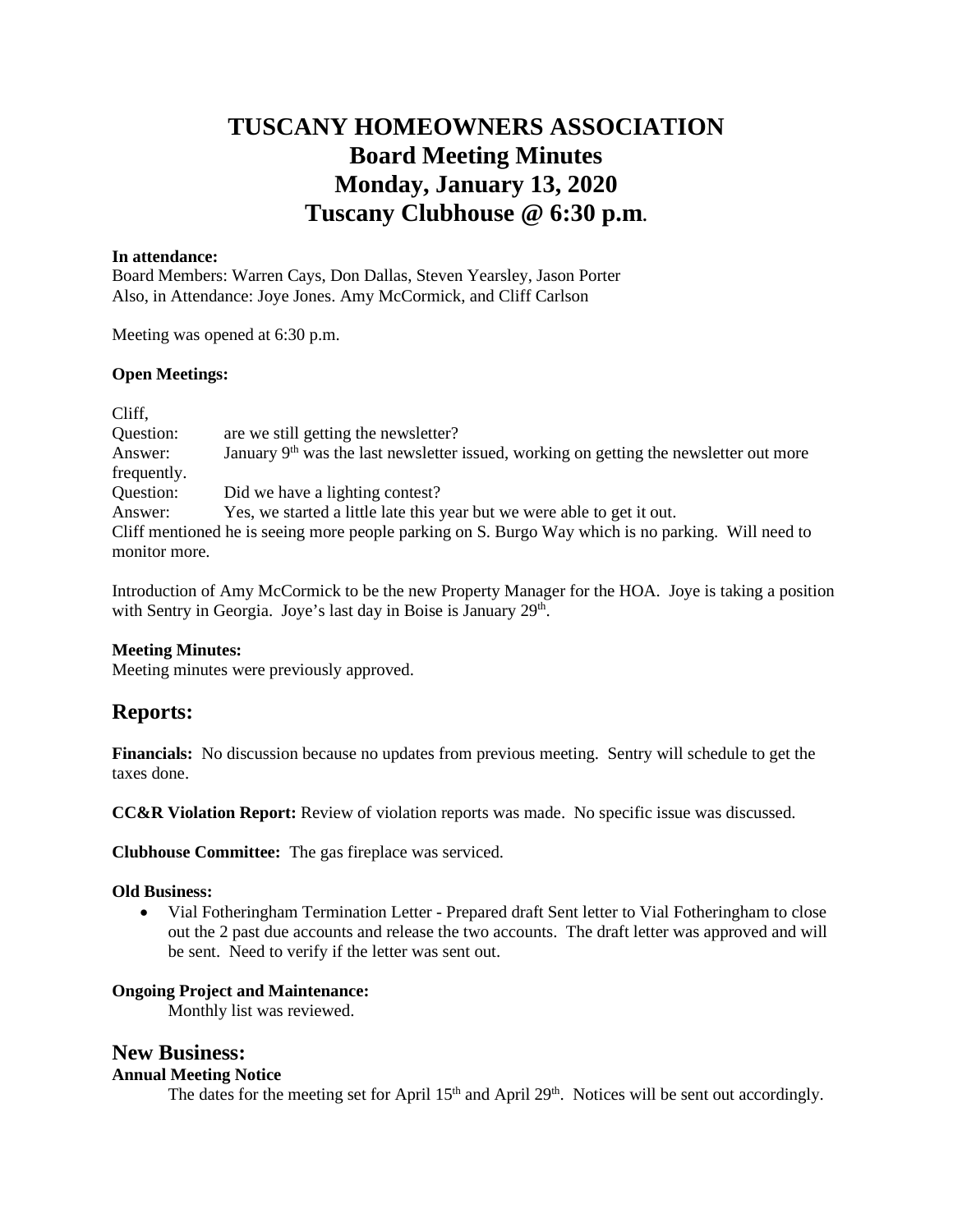# TUSCANY HOMEOWNERS ASSOCIATION
# Board Meeting Minutes
# Monday, January 13, 2020
# Tuscany Clubhouse @ 6:30 p.m.

**In attendance:**
Board Members: Warren Cays, Don Dallas, Steven Yearsley, Jason Porter
Also, in Attendance: Joye Jones. Amy McCormick, and Cliff Carlson

Meeting was opened at 6:30 p.m.

**Open Meetings:**

Cliff,
Question: are we still getting the newsletter?
Answer: January 9th was the last newsletter issued, working on getting the newsletter out more frequently.
Question: Did we have a lighting contest?
Answer: Yes, we started a little late this year but we were able to get it out.
Cliff mentioned he is seeing more people parking on S. Burgo Way which is no parking. Will need to monitor more.

Introduction of Amy McCormick to be the new Property Manager for the HOA. Joye is taking a position with Sentry in Georgia. Joye's last day in Boise is January 29th.

**Meeting Minutes:**
Meeting minutes were previously approved.

## Reports:

**Financials:** No discussion because no updates from previous meeting. Sentry will schedule to get the taxes done.

**CC&R Violation Report:** Review of violation reports was made. No specific issue was discussed.

**Clubhouse Committee:** The gas fireplace was serviced.

**Old Business:**

- Vial Fotheringham Termination Letter - Prepared draft Sent letter to Vial Fotheringham to close out the 2 past due accounts and release the two accounts. The draft letter was approved and will be sent. Need to verify if the letter was sent out.

**Ongoing Project and Maintenance:**
Monthly list was reviewed.

## New Business:

**Annual Meeting Notice**
The dates for the meeting set for April 15th and April 29th. Notices will be sent out accordingly.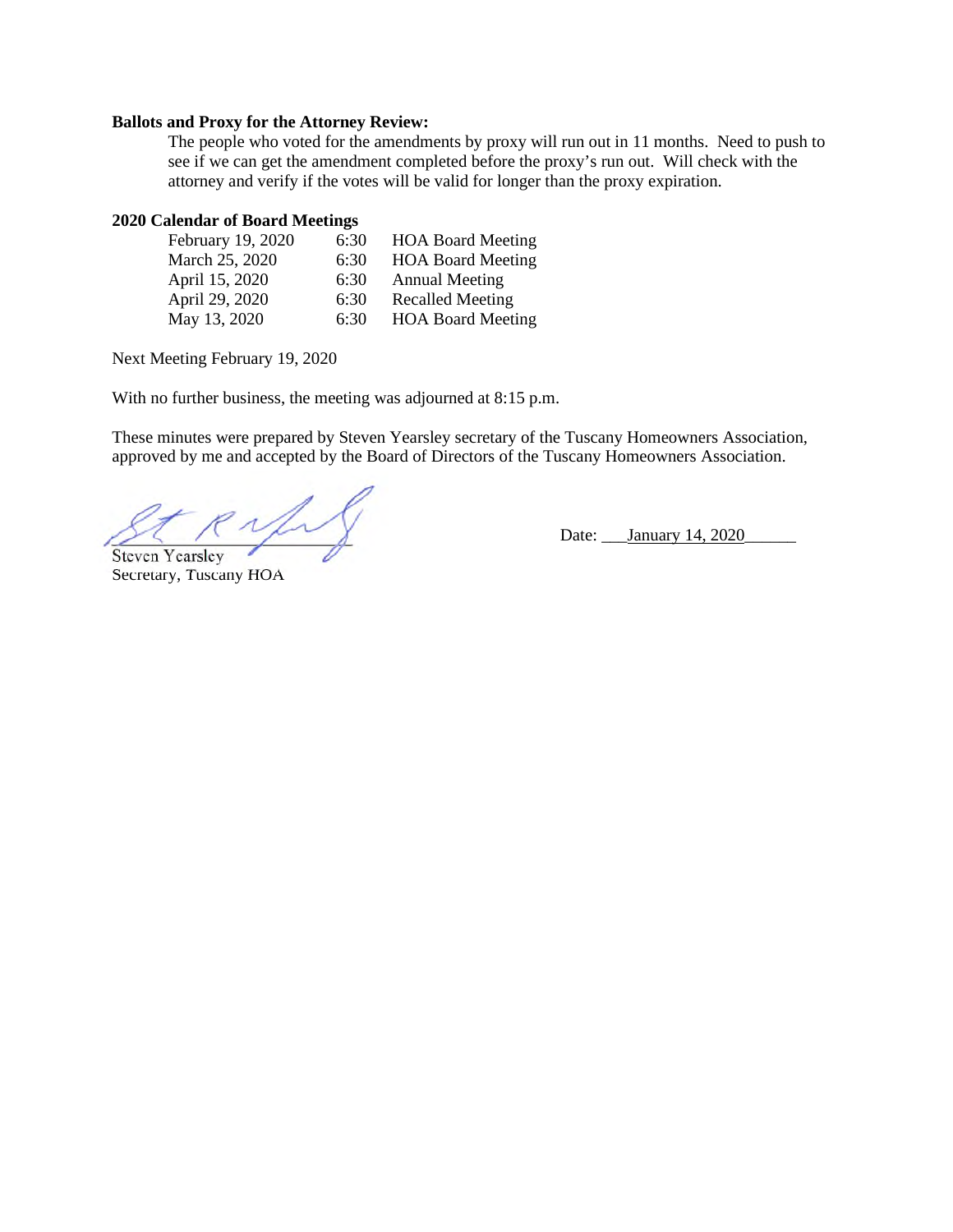**Ballots and Proxy for the Attorney Review:**

The people who voted for the amendments by proxy will run out in 11 months. Need to push to see if we can get the amendment completed before the proxy's run out. Will check with the attorney and verify if the votes will be valid for longer than the proxy expiration.

**2020 Calendar of Board Meetings**

| | | |
|---|---|---|
| February 19, 2020 | 6:30 | HOA Board Meeting |
| March 25, 2020 | 6:30 | HOA Board Meeting |
| April 15, 2020 | 6:30 | Annual Meeting |
| April 29, 2020 | 6:30 | Recalled Meeting |
| May 13, 2020 | 6:30 | HOA Board Meeting |

Next Meeting February 19, 2020

With no further business, the meeting was adjourned at 8:15 p.m.

These minutes were prepared by Steven Yearsley secretary of the Tuscany Homeowners Association, approved by me and accepted by the Board of Directors of the Tuscany Homeowners Association.

\_\_\_\_\_\_\_\_\_\_\_\_\_\_\_\_\_\_\_\_\_\_\_\_\_\_\_\_
Steven Yearsley
Secretary, Tuscany HOA

Date: \_\_\_January 14, 2020\_\_\_\_\_\_